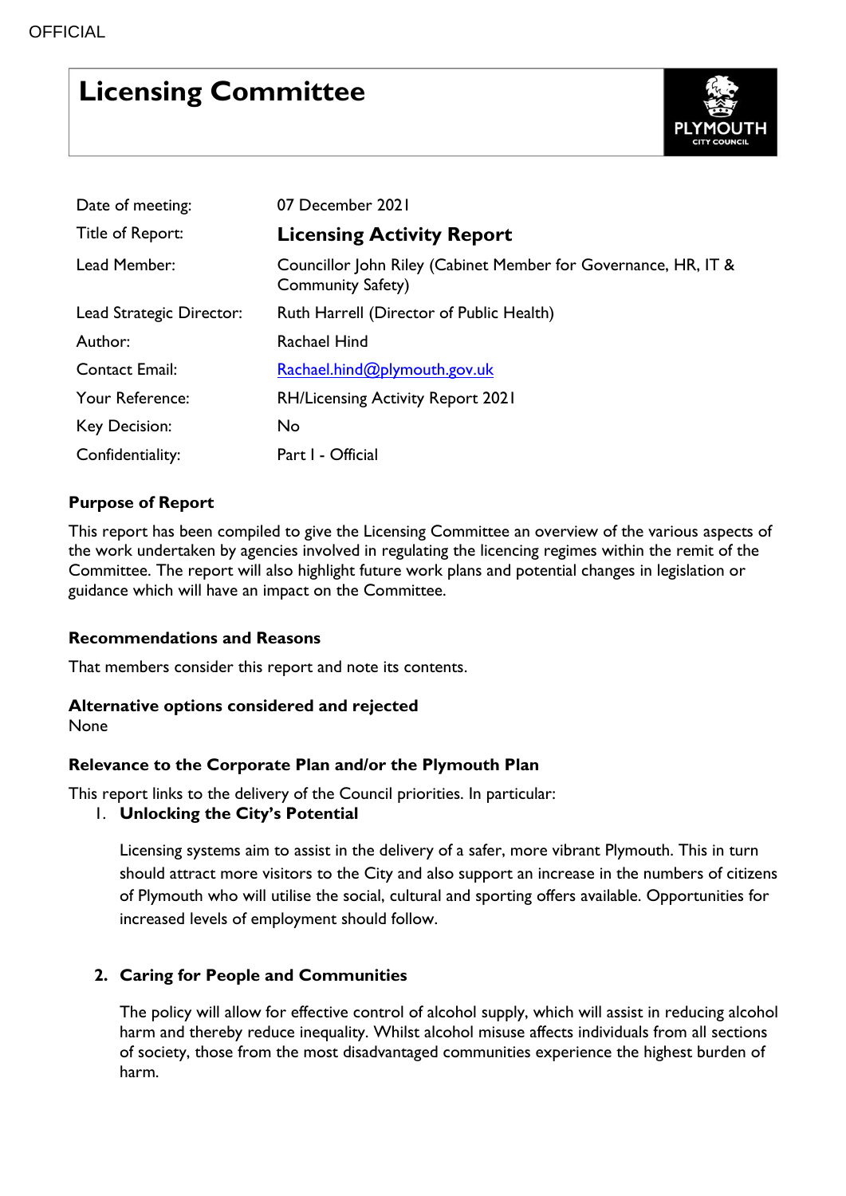# Licensing Committee

| | |
|---|---|
| Date of meeting: | 07 December 2021 |
| Title of Report: | **Licensing Activity Report** |
| Lead Member: | Councillor John Riley (Cabinet Member for Governance, HR, IT & Community Safety) |
| Lead Strategic Director: | Ruth Harrell (Director of Public Health) |
| Author: | Rachael Hind |
| Contact Email: | Rachael.hind@plymouth.gov.uk |
| Your Reference: | RH/Licensing Activity Report 2021 |
| Key Decision: | No |
| Confidentiality: | Part I - Official |

**Purpose of Report**

This report has been compiled to give the Licensing Committee an overview of the various aspects of the work undertaken by agencies involved in regulating the licencing regimes within the remit of the Committee. The report will also highlight future work plans and potential changes in legislation or guidance which will have an impact on the Committee.

**Recommendations and Reasons**

That members consider this report and note its contents.

**Alternative options considered and rejected**

None

**Relevance to the Corporate Plan and/or the Plymouth Plan**

This report links to the delivery of the Council priorities. In particular:

1. **Unlocking the City's Potential**

   Licensing systems aim to assist in the delivery of a safer, more vibrant Plymouth. This in turn should attract more visitors to the City and also support an increase in the numbers of citizens of Plymouth who will utilise the social, cultural and sporting offers available. Opportunities for increased levels of employment should follow.

2. **Caring for People and Communities**

   The policy will allow for effective control of alcohol supply, which will assist in reducing alcohol harm and thereby reduce inequality. Whilst alcohol misuse affects individuals from all sections of society, those from the most disadvantaged communities experience the highest burden of harm.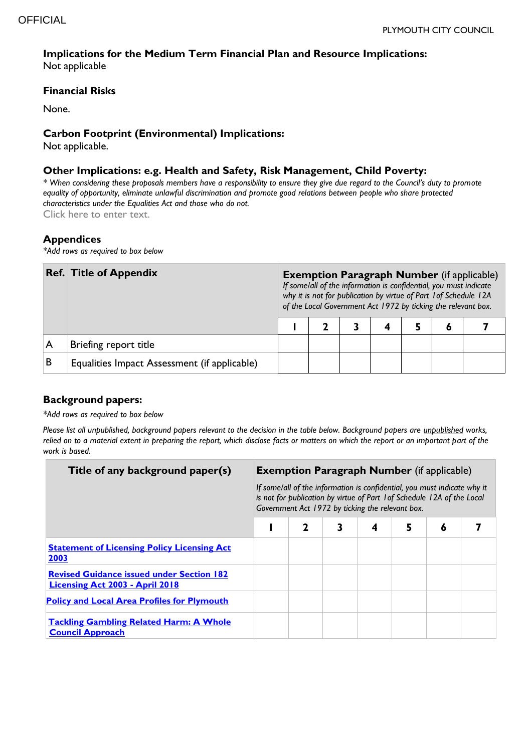### Implications for the Medium Term Financial Plan and Resource Implications:

Not applicable

### Financial Risks

None.

### Carbon Footprint (Environmental) Implications:

Not applicable.

### Other Implications: e.g. Health and Safety, Risk Management, Child Poverty:

*\* When considering these proposals members have a responsibility to ensure they give due regard to the Council's duty to promote equality of opportunity, eliminate unlawful discrimination and promote good relations between people who share protected characteristics under the Equalities Act and those who do not.*

Click here to enter text.

### Appendices

*\*Add rows as required to box below*

| Ref. | Title of Appendix | **Exemption Paragraph Number** (if applicable) *If some/all of the information is confidential, you must indicate why it is not for publication by virtue of Part 1of Schedule 12A of the Local Government Act 1972 by ticking the relevant box.* | | | | | | |
|---|---|---|---|---|---|---|---|---|
| | | 1 | 2 | 3 | 4 | 5 | 6 | 7 |
| A | Briefing report title | | | | | | | |
| B | Equalities Impact Assessment (if applicable) | | | | | | | |

### Background papers:

*\*Add rows as required to box below*

*Please list all unpublished, background papers relevant to the decision in the table below. Background papers are unpublished works, relied on to a material extent in preparing the report, which disclose facts or matters on which the report or an important part of the work is based.*

| Title of any background paper(s) | **Exemption Paragraph Number** (if applicable) *If some/all of the information is confidential, you must indicate why it is not for publication by virtue of Part 1of Schedule 12A of the Local Government Act 1972 by ticking the relevant box.* | | | | | | |
|---|---|---|---|---|---|---|---|
| | 1 | 2 | 3 | 4 | 5 | 6 | 7 |
| **Statement of Licensing Policy Licensing Act 2003** | | | | | | | |
| **Revised Guidance issued under Section 182 Licensing Act 2003 - April 2018** | | | | | | | |
| **Policy and Local Area Profiles for Plymouth** | | | | | | | |
| **Tackling Gambling Related Harm: A Whole Council Approach** | | | | | | | |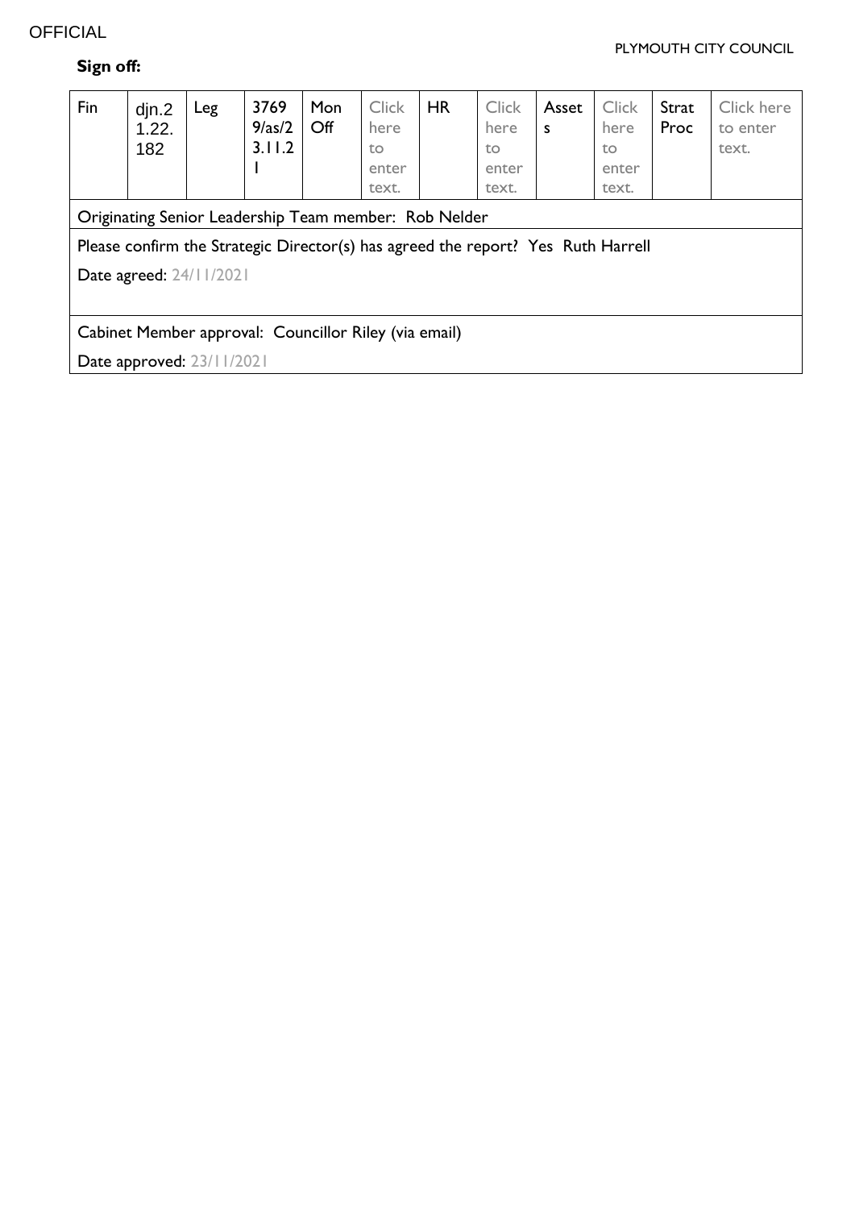**Sign off:**

| Fin | djn.21.22.182 | Leg | 37699/as/23.11.21 | Mon Off | Click here to enter text. | HR | Click here to enter text. | Assets | Click here to enter text. | Strat Proc | Click here to enter text. |
|---|---|---|---|---|---|---|---|---|---|---|---|
| Originating Senior Leadership Team member: Rob Nelder | | | | | | | | | | | |
| Please confirm the Strategic Director(s) has agreed the report? Yes Ruth Harrell<br>Date agreed: 24/11/2021 | | | | | | | | | | | |
| Cabinet Member approval: Councillor Riley (via email)<br>Date approved: 23/11/2021 | | | | | | | | | | | |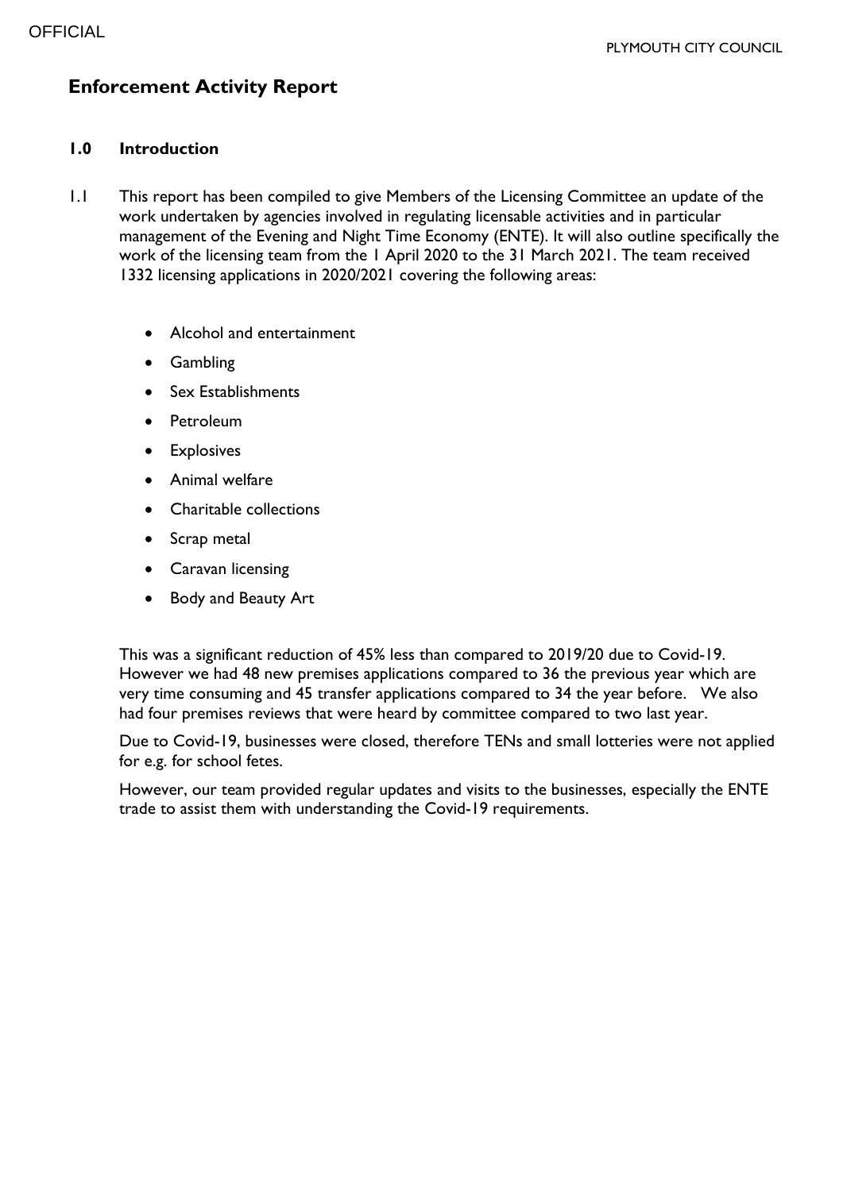# Enforcement Activity Report

## 1.0 Introduction

1.1 This report has been compiled to give Members of the Licensing Committee an update of the work undertaken by agencies involved in regulating licensable activities and in particular management of the Evening and Night Time Economy (ENTE). It will also outline specifically the work of the licensing team from the 1 April 2020 to the 31 March 2021. The team received 1332 licensing applications in 2020/2021 covering the following areas:

- Alcohol and entertainment
- Gambling
- Sex Establishments
- Petroleum
- Explosives
- Animal welfare
- Charitable collections
- Scrap metal
- Caravan licensing
- Body and Beauty Art

This was a significant reduction of 45% less than compared to 2019/20 due to Covid-19. However we had 48 new premises applications compared to 36 the previous year which are very time consuming and 45 transfer applications compared to 34 the year before. We also had four premises reviews that were heard by committee compared to two last year.

Due to Covid-19, businesses were closed, therefore TENs and small lotteries were not applied for e.g. for school fetes.

However, our team provided regular updates and visits to the businesses, especially the ENTE trade to assist them with understanding the Covid-19 requirements.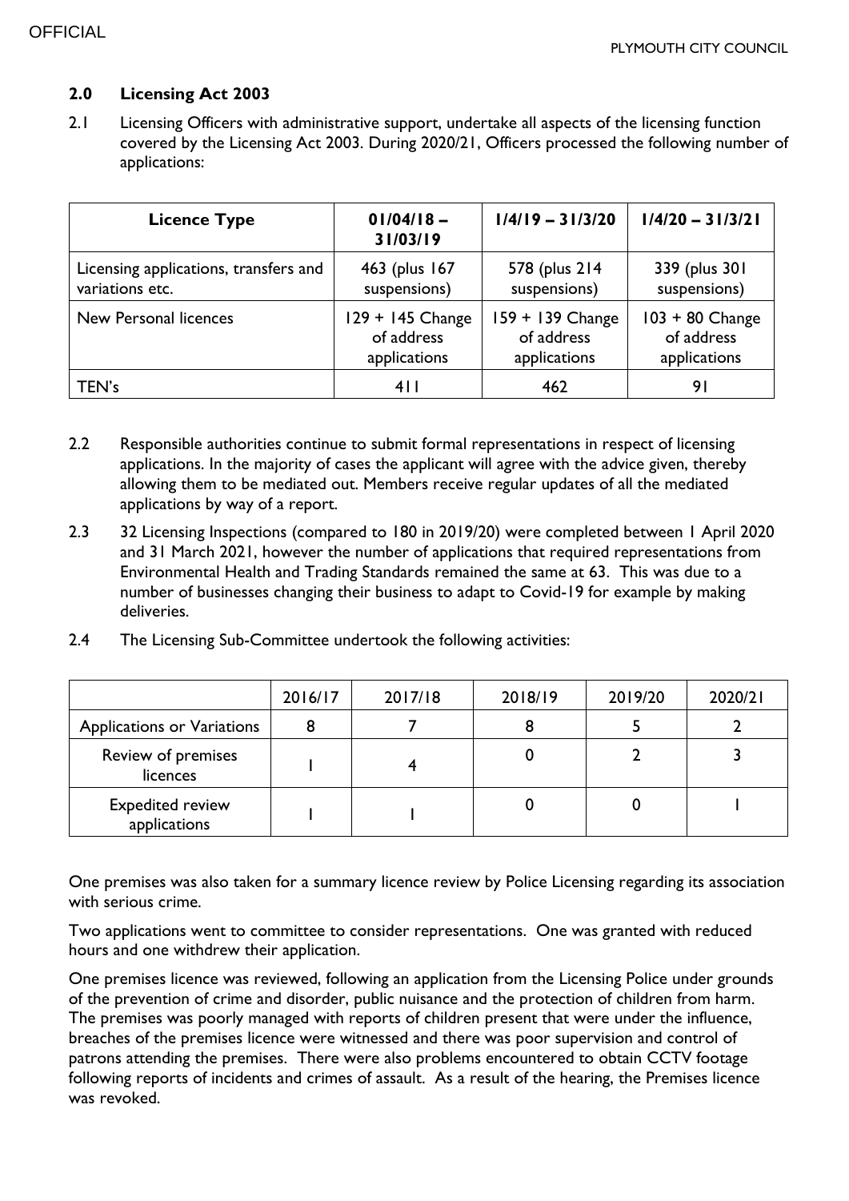## 2.0 Licensing Act 2003

2.1 Licensing Officers with administrative support, undertake all aspects of the licensing function covered by the Licensing Act 2003. During 2020/21, Officers processed the following number of applications:

| Licence Type | 01/04/18 – 31/03/19 | 1/4/19 – 31/3/20 | 1/4/20 – 31/3/21 |
|---|---|---|---|
| Licensing applications, transfers and variations etc. | 463 (plus 167 suspensions) | 578 (plus 214 suspensions) | 339 (plus 301 suspensions) |
| New Personal licences | 129 + 145 Change of address applications | 159 + 139 Change of address applications | 103 + 80 Change of address applications |
| TEN's | 411 | 462 | 91 |

2.2 Responsible authorities continue to submit formal representations in respect of licensing applications. In the majority of cases the applicant will agree with the advice given, thereby allowing them to be mediated out. Members receive regular updates of all the mediated applications by way of a report.

2.3 32 Licensing Inspections (compared to 180 in 2019/20) were completed between 1 April 2020 and 31 March 2021, however the number of applications that required representations from Environmental Health and Trading Standards remained the same at 63. This was due to a number of businesses changing their business to adapt to Covid-19 for example by making deliveries.

2.4 The Licensing Sub-Committee undertook the following activities:

| | 2016/17 | 2017/18 | 2018/19 | 2019/20 | 2020/21 |
|---|---|---|---|---|---|
| Applications or Variations | 8 | 7 | 8 | 5 | 2 |
| Review of premises licences | 1 | 4 | 0 | 2 | 3 |
| Expedited review applications | 1 | 1 | 0 | 0 | 1 |

One premises was also taken for a summary licence review by Police Licensing regarding its association with serious crime.

Two applications went to committee to consider representations. One was granted with reduced hours and one withdrew their application.

One premises licence was reviewed, following an application from the Licensing Police under grounds of the prevention of crime and disorder, public nuisance and the protection of children from harm. The premises was poorly managed with reports of children present that were under the influence, breaches of the premises licence were witnessed and there was poor supervision and control of patrons attending the premises. There were also problems encountered to obtain CCTV footage following reports of incidents and crimes of assault. As a result of the hearing, the Premises licence was revoked.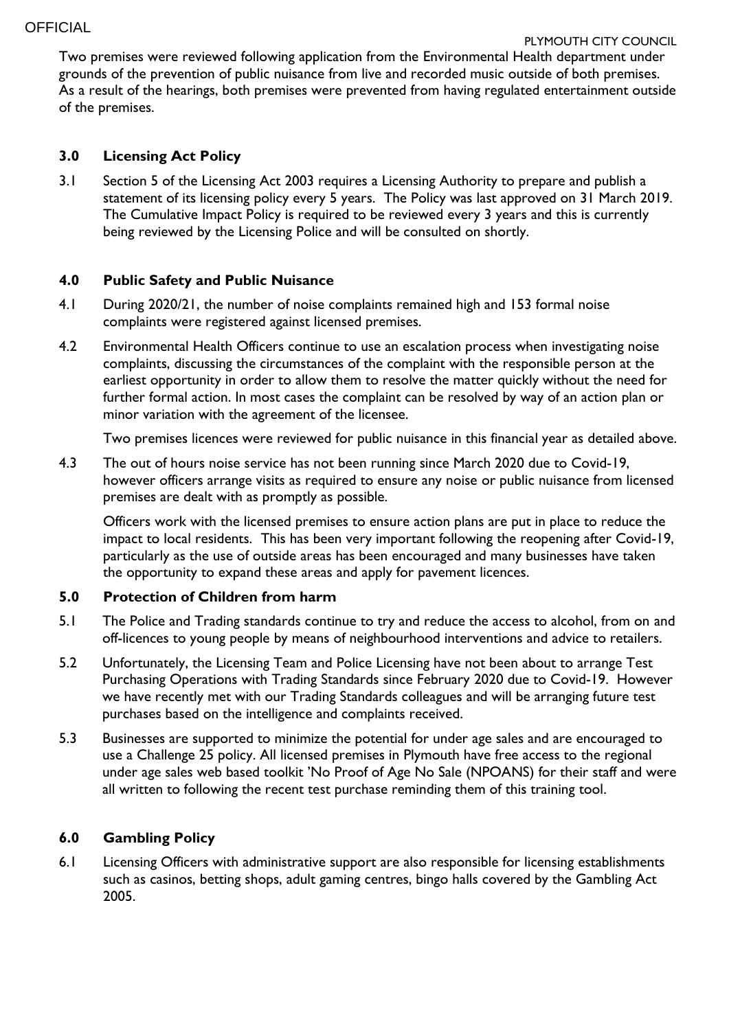Two premises were reviewed following application from the Environmental Health department under grounds of the prevention of public nuisance from live and recorded music outside of both premises. As a result of the hearings, both premises were prevented from having regulated entertainment outside of the premises.

## 3.0 Licensing Act Policy

3.1 Section 5 of the Licensing Act 2003 requires a Licensing Authority to prepare and publish a statement of its licensing policy every 5 years. The Policy was last approved on 31 March 2019. The Cumulative Impact Policy is required to be reviewed every 3 years and this is currently being reviewed by the Licensing Police and will be consulted on shortly.

## 4.0 Public Safety and Public Nuisance

4.1 During 2020/21, the number of noise complaints remained high and 153 formal noise complaints were registered against licensed premises.

4.2 Environmental Health Officers continue to use an escalation process when investigating noise complaints, discussing the circumstances of the complaint with the responsible person at the earliest opportunity in order to allow them to resolve the matter quickly without the need for further formal action. In most cases the complaint can be resolved by way of an action plan or minor variation with the agreement of the licensee.

Two premises licences were reviewed for public nuisance in this financial year as detailed above.

4.3 The out of hours noise service has not been running since March 2020 due to Covid-19, however officers arrange visits as required to ensure any noise or public nuisance from licensed premises are dealt with as promptly as possible.

Officers work with the licensed premises to ensure action plans are put in place to reduce the impact to local residents. This has been very important following the reopening after Covid-19, particularly as the use of outside areas has been encouraged and many businesses have taken the opportunity to expand these areas and apply for pavement licences.

## 5.0 Protection of Children from harm

5.1 The Police and Trading standards continue to try and reduce the access to alcohol, from on and off-licences to young people by means of neighbourhood interventions and advice to retailers.

5.2 Unfortunately, the Licensing Team and Police Licensing have not been about to arrange Test Purchasing Operations with Trading Standards since February 2020 due to Covid-19. However we have recently met with our Trading Standards colleagues and will be arranging future test purchases based on the intelligence and complaints received.

5.3 Businesses are supported to minimize the potential for under age sales and are encouraged to use a Challenge 25 policy. All licensed premises in Plymouth have free access to the regional under age sales web based toolkit 'No Proof of Age No Sale (NPOANS) for their staff and were all written to following the recent test purchase reminding them of this training tool.

## 6.0 Gambling Policy

6.1 Licensing Officers with administrative support are also responsible for licensing establishments such as casinos, betting shops, adult gaming centres, bingo halls covered by the Gambling Act 2005.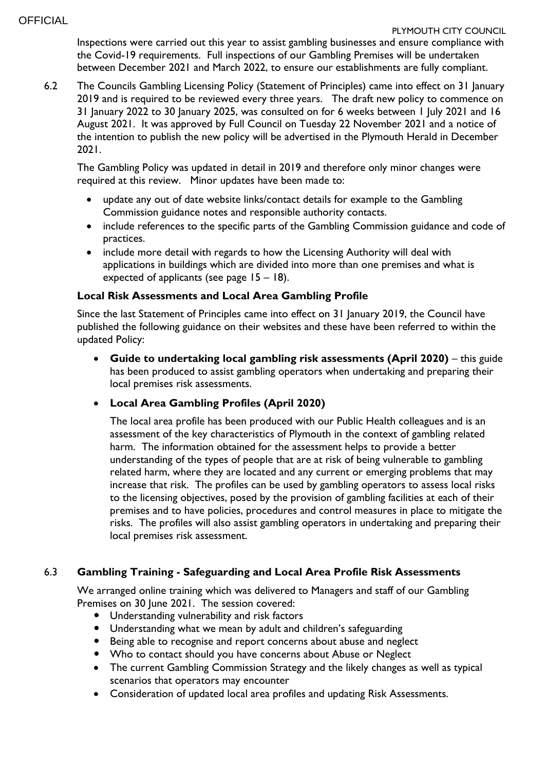Inspections were carried out this year to assist gambling businesses and ensure compliance with the Covid-19 requirements. Full inspections of our Gambling Premises will be undertaken between December 2021 and March 2022, to ensure our establishments are fully compliant.

6.2 The Councils Gambling Licensing Policy (Statement of Principles) came into effect on 31 January 2019 and is required to be reviewed every three years. The draft new policy to commence on 31 January 2022 to 30 January 2025, was consulted on for 6 weeks between 1 July 2021 and 16 August 2021. It was approved by Full Council on Tuesday 22 November 2021 and a notice of the intention to publish the new policy will be advertised in the Plymouth Herald in December 2021.

The Gambling Policy was updated in detail in 2019 and therefore only minor changes were required at this review. Minor updates have been made to:

- update any out of date website links/contact details for example to the Gambling Commission guidance notes and responsible authority contacts.
- include references to the specific parts of the Gambling Commission guidance and code of practices.
- include more detail with regards to how the Licensing Authority will deal with applications in buildings which are divided into more than one premises and what is expected of applicants (see page 15 – 18).

**Local Risk Assessments and Local Area Gambling Profile**

Since the last Statement of Principles came into effect on 31 January 2019, the Council have published the following guidance on their websites and these have been referred to within the updated Policy:

- **Guide to undertaking local gambling risk assessments (April 2020)** – this guide has been produced to assist gambling operators when undertaking and preparing their local premises risk assessments.
- **Local Area Gambling Profiles (April 2020)**

  The local area profile has been produced with our Public Health colleagues and is an assessment of the key characteristics of Plymouth in the context of gambling related harm. The information obtained for the assessment helps to provide a better understanding of the types of people that are at risk of being vulnerable to gambling related harm, where they are located and any current or emerging problems that may increase that risk. The profiles can be used by gambling operators to assess local risks to the licensing objectives, posed by the provision of gambling facilities at each of their premises and to have policies, procedures and control measures in place to mitigate the risks. The profiles will also assist gambling operators in undertaking and preparing their local premises risk assessment.

6.3 **Gambling Training - Safeguarding and Local Area Profile Risk Assessments**

We arranged online training which was delivered to Managers and staff of our Gambling Premises on 30 June 2021. The session covered:

- Understanding vulnerability and risk factors
- Understanding what we mean by adult and children's safeguarding
- Being able to recognise and report concerns about abuse and neglect
- Who to contact should you have concerns about Abuse or Neglect
- The current Gambling Commission Strategy and the likely changes as well as typical scenarios that operators may encounter
- Consideration of updated local area profiles and updating Risk Assessments.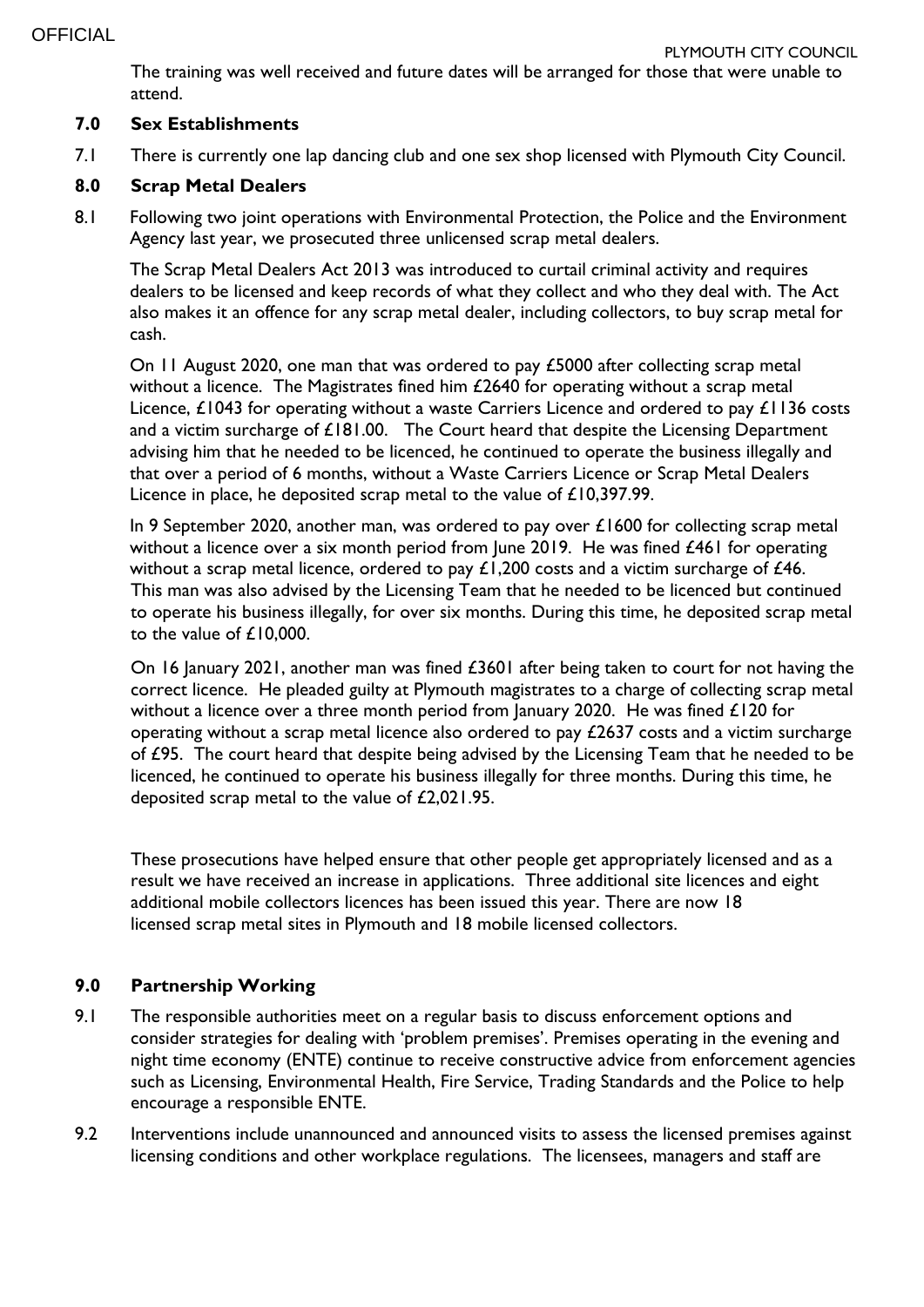The training was well received and future dates will be arranged for those that were unable to attend.

## 7.0 Sex Establishments

7.1 There is currently one lap dancing club and one sex shop licensed with Plymouth City Council.

## 8.0 Scrap Metal Dealers

8.1 Following two joint operations with Environmental Protection, the Police and the Environment Agency last year, we prosecuted three unlicensed scrap metal dealers.

The Scrap Metal Dealers Act 2013 was introduced to curtail criminal activity and requires dealers to be licensed and keep records of what they collect and who they deal with. The Act also makes it an offence for any scrap metal dealer, including collectors, to buy scrap metal for cash.

On 11 August 2020, one man that was ordered to pay £5000 after collecting scrap metal without a licence. The Magistrates fined him £2640 for operating without a scrap metal Licence, £1043 for operating without a waste Carriers Licence and ordered to pay £1136 costs and a victim surcharge of £181.00. The Court heard that despite the Licensing Department advising him that he needed to be licenced, he continued to operate the business illegally and that over a period of 6 months, without a Waste Carriers Licence or Scrap Metal Dealers Licence in place, he deposited scrap metal to the value of £10,397.99.

In 9 September 2020, another man, was ordered to pay over £1600 for collecting scrap metal without a licence over a six month period from June 2019. He was fined £461 for operating without a scrap metal licence, ordered to pay £1,200 costs and a victim surcharge of £46. This man was also advised by the Licensing Team that he needed to be licenced but continued to operate his business illegally, for over six months. During this time, he deposited scrap metal to the value of £10,000.

On 16 January 2021, another man was fined £3601 after being taken to court for not having the correct licence. He pleaded guilty at Plymouth magistrates to a charge of collecting scrap metal without a licence over a three month period from January 2020. He was fined £120 for operating without a scrap metal licence also ordered to pay £2637 costs and a victim surcharge of £95. The court heard that despite being advised by the Licensing Team that he needed to be licenced, he continued to operate his business illegally for three months. During this time, he deposited scrap metal to the value of £2,021.95.

These prosecutions have helped ensure that other people get appropriately licensed and as a result we have received an increase in applications. Three additional site licences and eight additional mobile collectors licences has been issued this year. There are now 18 licensed scrap metal sites in Plymouth and 18 mobile licensed collectors.

## 9.0 Partnership Working

9.1 The responsible authorities meet on a regular basis to discuss enforcement options and consider strategies for dealing with 'problem premises'. Premises operating in the evening and night time economy (ENTE) continue to receive constructive advice from enforcement agencies such as Licensing, Environmental Health, Fire Service, Trading Standards and the Police to help encourage a responsible ENTE.

9.2 Interventions include unannounced and announced visits to assess the licensed premises against licensing conditions and other workplace regulations. The licensees, managers and staff are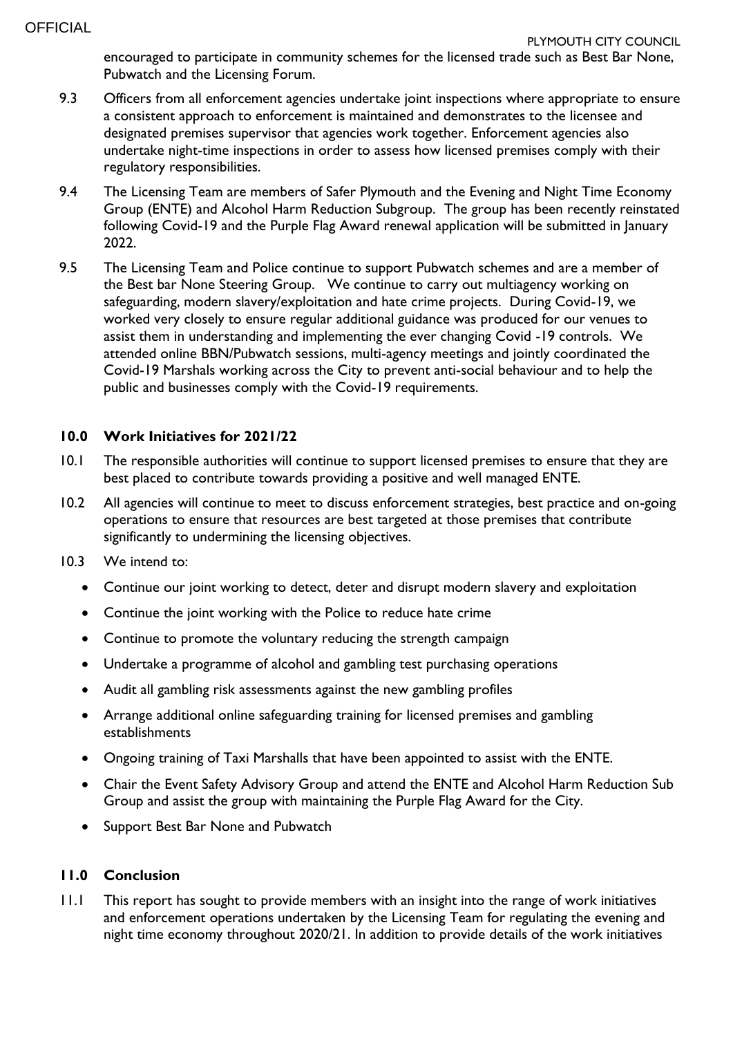encouraged to participate in community schemes for the licensed trade such as Best Bar None, Pubwatch and the Licensing Forum.

9.3 Officers from all enforcement agencies undertake joint inspections where appropriate to ensure a consistent approach to enforcement is maintained and demonstrates to the licensee and designated premises supervisor that agencies work together. Enforcement agencies also undertake night-time inspections in order to assess how licensed premises comply with their regulatory responsibilities.

9.4 The Licensing Team are members of Safer Plymouth and the Evening and Night Time Economy Group (ENTE) and Alcohol Harm Reduction Subgroup. The group has been recently reinstated following Covid-19 and the Purple Flag Award renewal application will be submitted in January 2022.

9.5 The Licensing Team and Police continue to support Pubwatch schemes and are a member of the Best bar None Steering Group. We continue to carry out multiagency working on safeguarding, modern slavery/exploitation and hate crime projects. During Covid-19, we worked very closely to ensure regular additional guidance was produced for our venues to assist them in understanding and implementing the ever changing Covid -19 controls. We attended online BBN/Pubwatch sessions, multi-agency meetings and jointly coordinated the Covid-19 Marshals working across the City to prevent anti-social behaviour and to help the public and businesses comply with the Covid-19 requirements.

## 10.0 Work Initiatives for 2021/22

10.1 The responsible authorities will continue to support licensed premises to ensure that they are best placed to contribute towards providing a positive and well managed ENTE.

10.2 All agencies will continue to meet to discuss enforcement strategies, best practice and on-going operations to ensure that resources are best targeted at those premises that contribute significantly to undermining the licensing objectives.

10.3 We intend to:

- Continue our joint working to detect, deter and disrupt modern slavery and exploitation
- Continue the joint working with the Police to reduce hate crime
- Continue to promote the voluntary reducing the strength campaign
- Undertake a programme of alcohol and gambling test purchasing operations
- Audit all gambling risk assessments against the new gambling profiles
- Arrange additional online safeguarding training for licensed premises and gambling establishments
- Ongoing training of Taxi Marshalls that have been appointed to assist with the ENTE.
- Chair the Event Safety Advisory Group and attend the ENTE and Alcohol Harm Reduction Sub Group and assist the group with maintaining the Purple Flag Award for the City.
- Support Best Bar None and Pubwatch

## 11.0 Conclusion

11.1 This report has sought to provide members with an insight into the range of work initiatives and enforcement operations undertaken by the Licensing Team for regulating the evening and night time economy throughout 2020/21. In addition to provide details of the work initiatives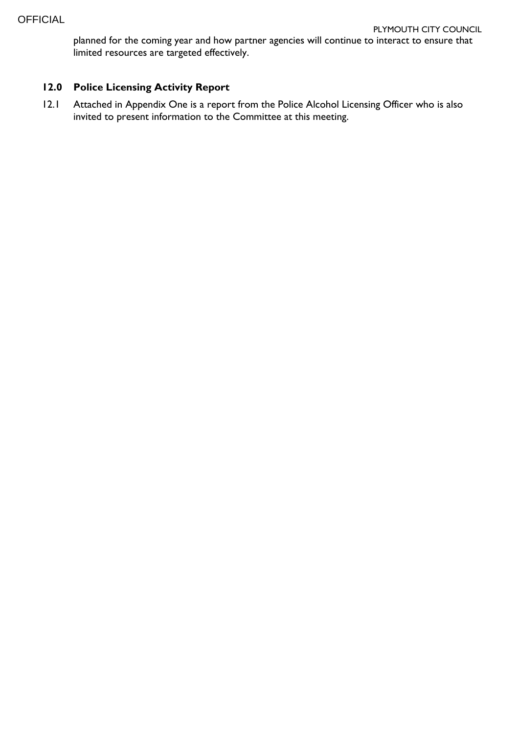planned for the coming year and how partner agencies will continue to interact to ensure that limited resources are targeted effectively.

## 12.0 Police Licensing Activity Report

12.1 Attached in Appendix One is a report from the Police Alcohol Licensing Officer who is also invited to present information to the Committee at this meeting.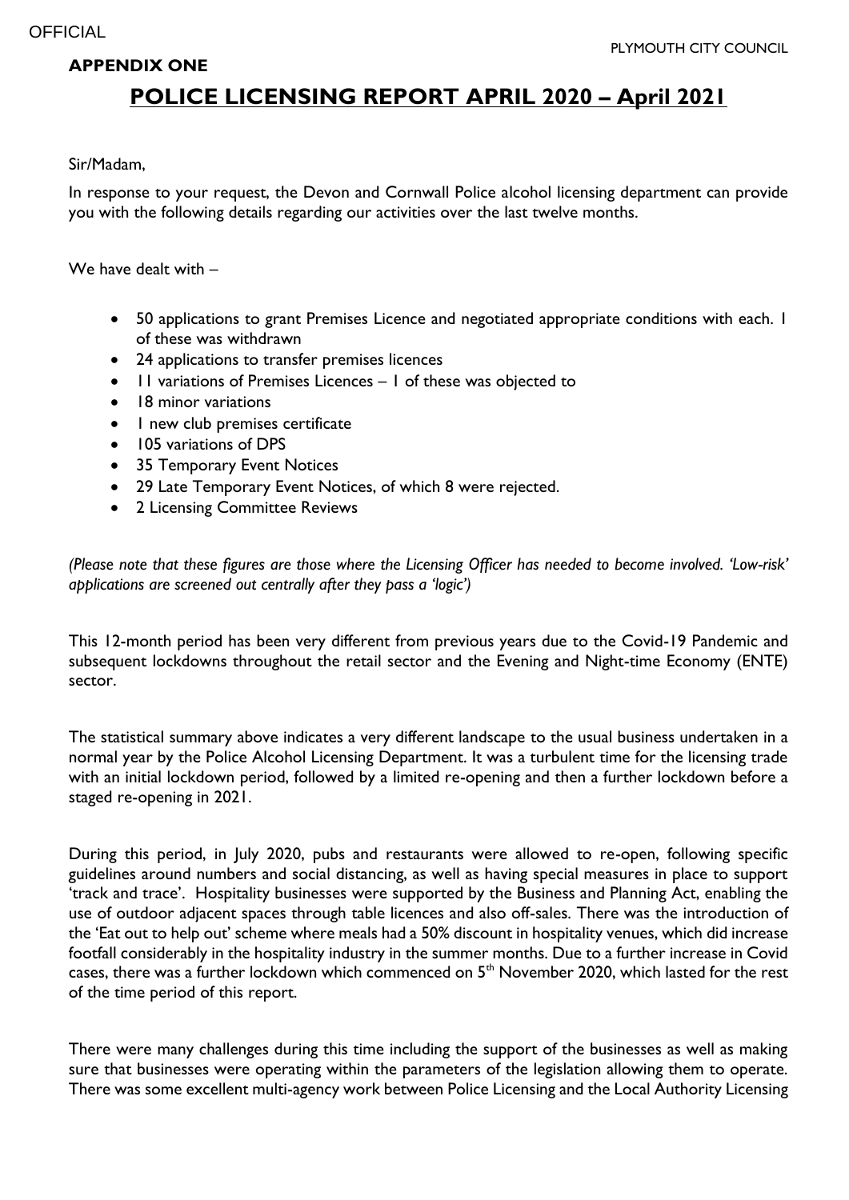**APPENDIX ONE**

# POLICE LICENSING REPORT APRIL 2020 – April 2021

Sir/Madam,

In response to your request, the Devon and Cornwall Police alcohol licensing department can provide you with the following details regarding our activities over the last twelve months.

We have dealt with –

- 50 applications to grant Premises Licence and negotiated appropriate conditions with each. 1 of these was withdrawn
- 24 applications to transfer premises licences
- 11 variations of Premises Licences – 1 of these was objected to
- 18 minor variations
- 1 new club premises certificate
- 105 variations of DPS
- 35 Temporary Event Notices
- 29 Late Temporary Event Notices, of which 8 were rejected.
- 2 Licensing Committee Reviews

*(Please note that these figures are those where the Licensing Officer has needed to become involved. 'Low-risk' applications are screened out centrally after they pass a 'logic')*

This 12-month period has been very different from previous years due to the Covid-19 Pandemic and subsequent lockdowns throughout the retail sector and the Evening and Night-time Economy (ENTE) sector.

The statistical summary above indicates a very different landscape to the usual business undertaken in a normal year by the Police Alcohol Licensing Department. It was a turbulent time for the licensing trade with an initial lockdown period, followed by a limited re-opening and then a further lockdown before a staged re-opening in 2021.

During this period, in July 2020, pubs and restaurants were allowed to re-open, following specific guidelines around numbers and social distancing, as well as having special measures in place to support 'track and trace'. Hospitality businesses were supported by the Business and Planning Act, enabling the use of outdoor adjacent spaces through table licences and also off-sales. There was the introduction of the 'Eat out to help out' scheme where meals had a 50% discount in hospitality venues, which did increase footfall considerably in the hospitality industry in the summer months. Due to a further increase in Covid cases, there was a further lockdown which commenced on 5th November 2020, which lasted for the rest of the time period of this report.

There were many challenges during this time including the support of the businesses as well as making sure that businesses were operating within the parameters of the legislation allowing them to operate. There was some excellent multi-agency work between Police Licensing and the Local Authority Licensing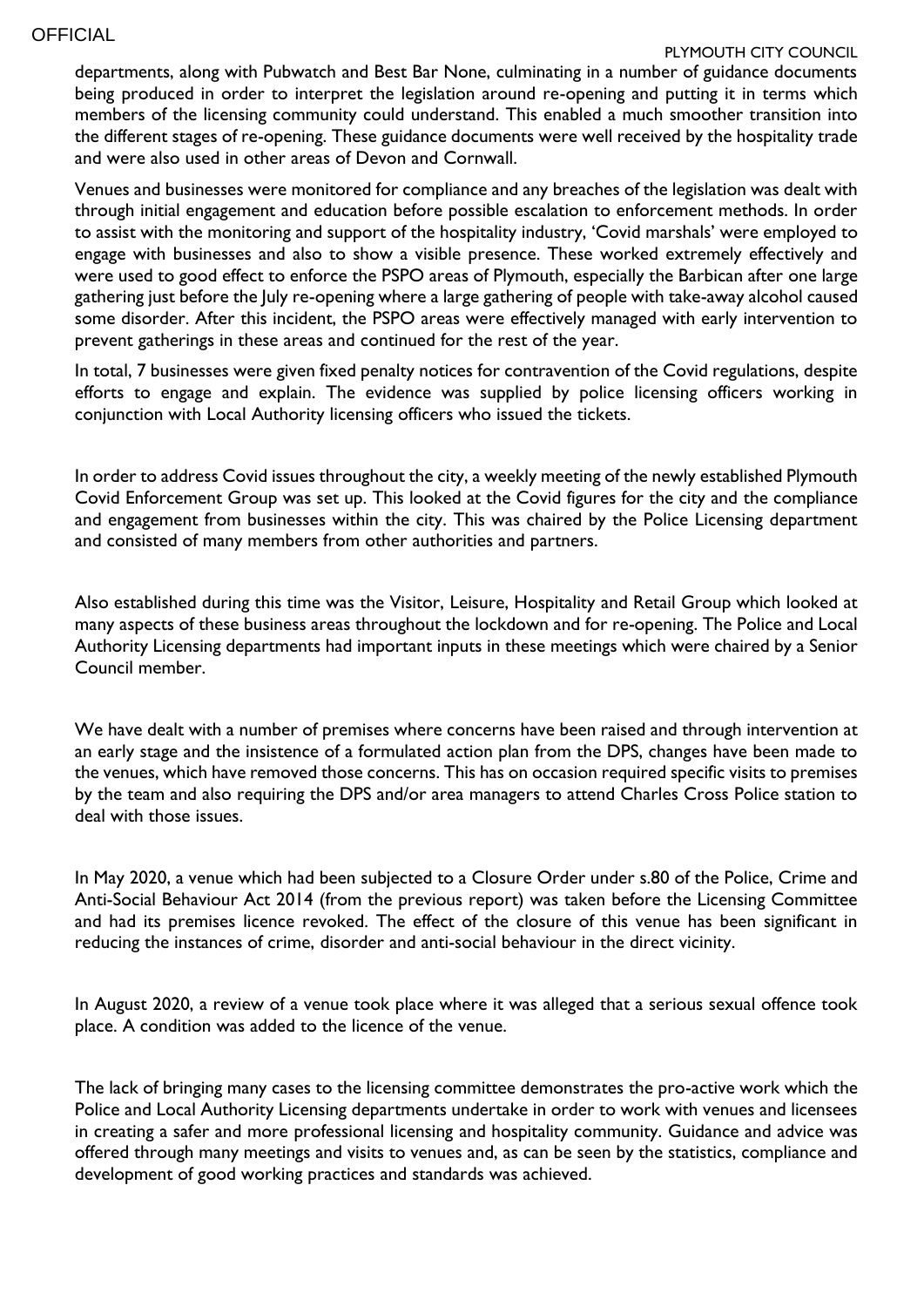departments, along with Pubwatch and Best Bar None, culminating in a number of guidance documents being produced in order to interpret the legislation around re-opening and putting it in terms which members of the licensing community could understand. This enabled a much smoother transition into the different stages of re-opening. These guidance documents were well received by the hospitality trade and were also used in other areas of Devon and Cornwall.

Venues and businesses were monitored for compliance and any breaches of the legislation was dealt with through initial engagement and education before possible escalation to enforcement methods. In order to assist with the monitoring and support of the hospitality industry, 'Covid marshals' were employed to engage with businesses and also to show a visible presence. These worked extremely effectively and were used to good effect to enforce the PSPO areas of Plymouth, especially the Barbican after one large gathering just before the July re-opening where a large gathering of people with take-away alcohol caused some disorder. After this incident, the PSPO areas were effectively managed with early intervention to prevent gatherings in these areas and continued for the rest of the year.

In total, 7 businesses were given fixed penalty notices for contravention of the Covid regulations, despite efforts to engage and explain. The evidence was supplied by police licensing officers working in conjunction with Local Authority licensing officers who issued the tickets.

In order to address Covid issues throughout the city, a weekly meeting of the newly established Plymouth Covid Enforcement Group was set up. This looked at the Covid figures for the city and the compliance and engagement from businesses within the city. This was chaired by the Police Licensing department and consisted of many members from other authorities and partners.

Also established during this time was the Visitor, Leisure, Hospitality and Retail Group which looked at many aspects of these business areas throughout the lockdown and for re-opening. The Police and Local Authority Licensing departments had important inputs in these meetings which were chaired by a Senior Council member.

We have dealt with a number of premises where concerns have been raised and through intervention at an early stage and the insistence of a formulated action plan from the DPS, changes have been made to the venues, which have removed those concerns. This has on occasion required specific visits to premises by the team and also requiring the DPS and/or area managers to attend Charles Cross Police station to deal with those issues.

In May 2020, a venue which had been subjected to a Closure Order under s.80 of the Police, Crime and Anti-Social Behaviour Act 2014 (from the previous report) was taken before the Licensing Committee and had its premises licence revoked. The effect of the closure of this venue has been significant in reducing the instances of crime, disorder and anti-social behaviour in the direct vicinity.

In August 2020, a review of a venue took place where it was alleged that a serious sexual offence took place. A condition was added to the licence of the venue.

The lack of bringing many cases to the licensing committee demonstrates the pro-active work which the Police and Local Authority Licensing departments undertake in order to work with venues and licensees in creating a safer and more professional licensing and hospitality community. Guidance and advice was offered through many meetings and visits to venues and, as can be seen by the statistics, compliance and development of good working practices and standards was achieved.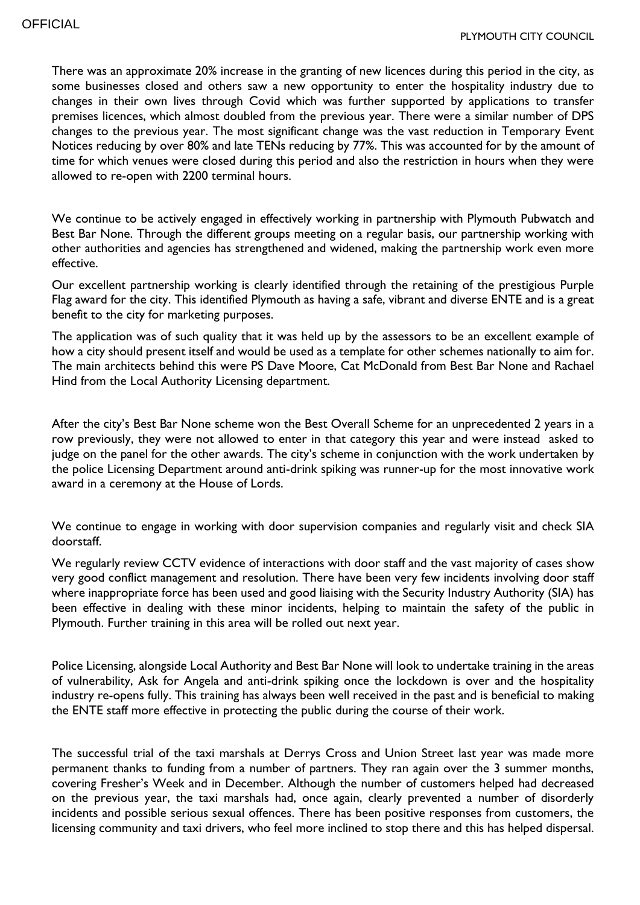There was an approximate 20% increase in the granting of new licences during this period in the city, as some businesses closed and others saw a new opportunity to enter the hospitality industry due to changes in their own lives through Covid which was further supported by applications to transfer premises licences, which almost doubled from the previous year. There were a similar number of DPS changes to the previous year. The most significant change was the vast reduction in Temporary Event Notices reducing by over 80% and late TENs reducing by 77%. This was accounted for by the amount of time for which venues were closed during this period and also the restriction in hours when they were allowed to re-open with 2200 terminal hours.

We continue to be actively engaged in effectively working in partnership with Plymouth Pubwatch and Best Bar None. Through the different groups meeting on a regular basis, our partnership working with other authorities and agencies has strengthened and widened, making the partnership work even more effective.

Our excellent partnership working is clearly identified through the retaining of the prestigious Purple Flag award for the city. This identified Plymouth as having a safe, vibrant and diverse ENTE and is a great benefit to the city for marketing purposes.

The application was of such quality that it was held up by the assessors to be an excellent example of how a city should present itself and would be used as a template for other schemes nationally to aim for. The main architects behind this were PS Dave Moore, Cat McDonald from Best Bar None and Rachael Hind from the Local Authority Licensing department.

After the city's Best Bar None scheme won the Best Overall Scheme for an unprecedented 2 years in a row previously, they were not allowed to enter in that category this year and were instead asked to judge on the panel for the other awards. The city's scheme in conjunction with the work undertaken by the police Licensing Department around anti-drink spiking was runner-up for the most innovative work award in a ceremony at the House of Lords.

We continue to engage in working with door supervision companies and regularly visit and check SIA doorstaff.

We regularly review CCTV evidence of interactions with door staff and the vast majority of cases show very good conflict management and resolution. There have been very few incidents involving door staff where inappropriate force has been used and good liaising with the Security Industry Authority (SIA) has been effective in dealing with these minor incidents, helping to maintain the safety of the public in Plymouth. Further training in this area will be rolled out next year.

Police Licensing, alongside Local Authority and Best Bar None will look to undertake training in the areas of vulnerability, Ask for Angela and anti-drink spiking once the lockdown is over and the hospitality industry re-opens fully. This training has always been well received in the past and is beneficial to making the ENTE staff more effective in protecting the public during the course of their work.

The successful trial of the taxi marshals at Derrys Cross and Union Street last year was made more permanent thanks to funding from a number of partners. They ran again over the 3 summer months, covering Fresher's Week and in December. Although the number of customers helped had decreased on the previous year, the taxi marshals had, once again, clearly prevented a number of disorderly incidents and possible serious sexual offences. There has been positive responses from customers, the licensing community and taxi drivers, who feel more inclined to stop there and this has helped dispersal.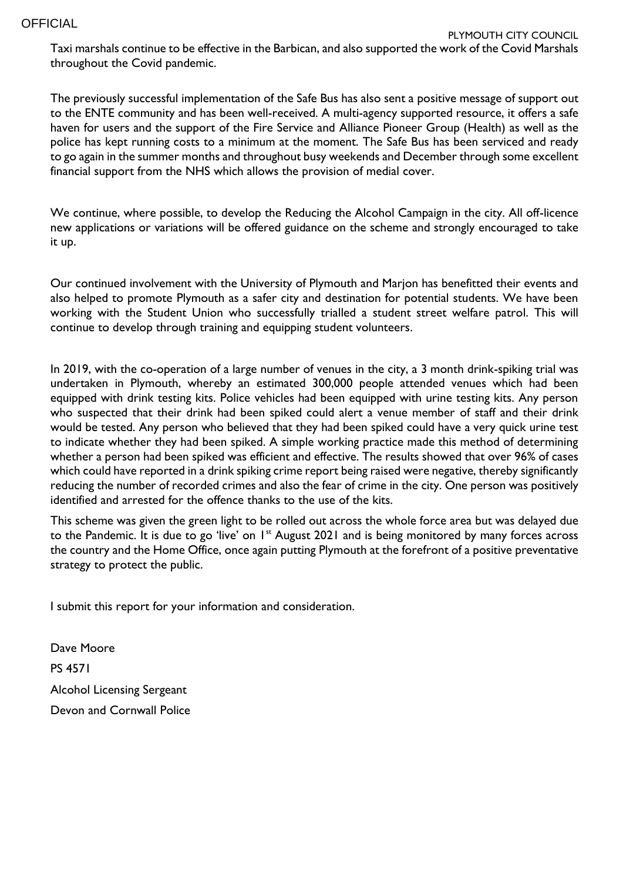Taxi marshals continue to be effective in the Barbican, and also supported the work of the Covid Marshals throughout the Covid pandemic.

The previously successful implementation of the Safe Bus has also sent a positive message of support out to the ENTE community and has been well-received. A multi-agency supported resource, it offers a safe haven for users and the support of the Fire Service and Alliance Pioneer Group (Health) as well as the police has kept running costs to a minimum at the moment. The Safe Bus has been serviced and ready to go again in the summer months and throughout busy weekends and December through some excellent financial support from the NHS which allows the provision of medial cover.

We continue, where possible, to develop the Reducing the Alcohol Campaign in the city. All off-licence new applications or variations will be offered guidance on the scheme and strongly encouraged to take it up.

Our continued involvement with the University of Plymouth and Marjon has benefitted their events and also helped to promote Plymouth as a safer city and destination for potential students. We have been working with the Student Union who successfully trialled a student street welfare patrol. This will continue to develop through training and equipping student volunteers.

In 2019, with the co-operation of a large number of venues in the city, a 3 month drink-spiking trial was undertaken in Plymouth, whereby an estimated 300,000 people attended venues which had been equipped with drink testing kits. Police vehicles had been equipped with urine testing kits. Any person who suspected that their drink had been spiked could alert a venue member of staff and their drink would be tested. Any person who believed that they had been spiked could have a very quick urine test to indicate whether they had been spiked. A simple working practice made this method of determining whether a person had been spiked was efficient and effective. The results showed that over 96% of cases which could have reported in a drink spiking crime report being raised were negative, thereby significantly reducing the number of recorded crimes and also the fear of crime in the city. One person was positively identified and arrested for the offence thanks to the use of the kits.

This scheme was given the green light to be rolled out across the whole force area but was delayed due to the Pandemic. It is due to go 'live' on 1st August 2021 and is being monitored by many forces across the country and the Home Office, once again putting Plymouth at the forefront of a positive preventative strategy to protect the public.

I submit this report for your information and consideration.

Dave Moore

PS 4571

Alcohol Licensing Sergeant

Devon and Cornwall Police